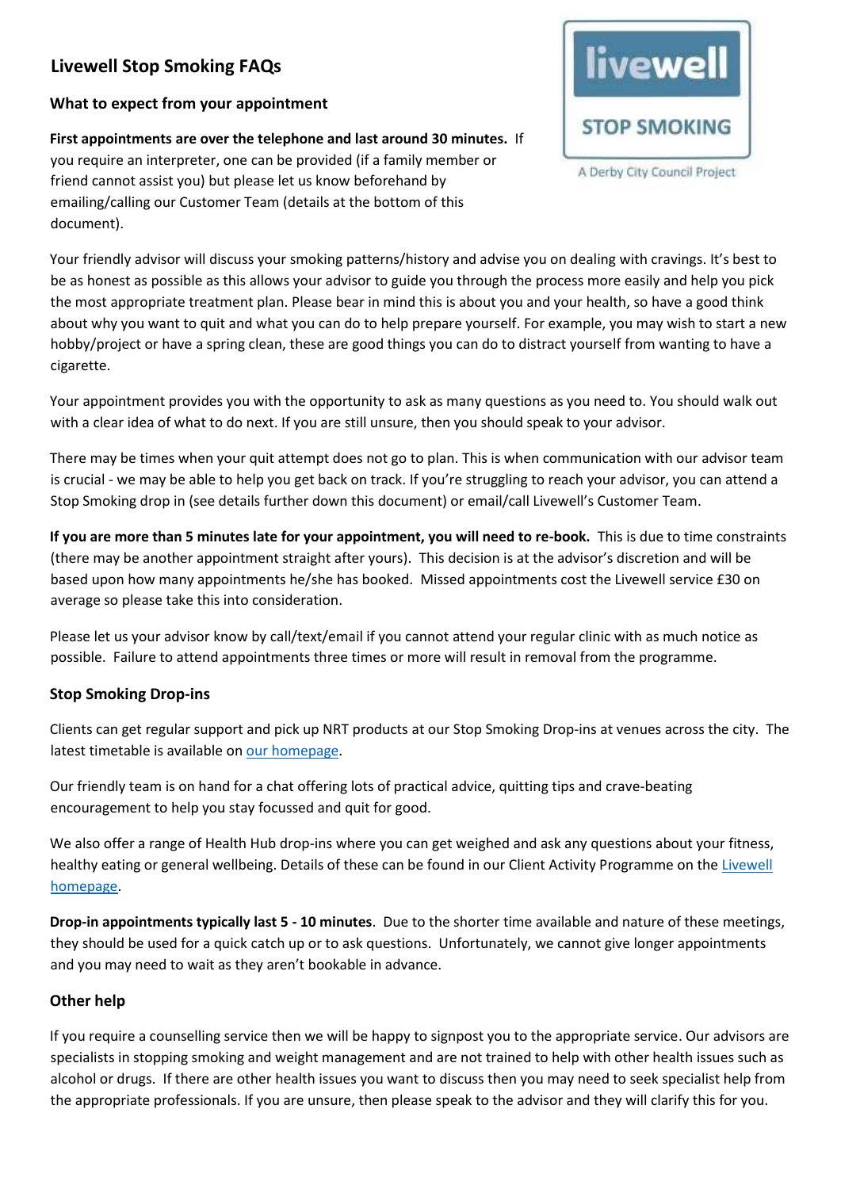# Livewell Stop Smoking FAQs

livewell

STOP SMOKING

A Derby City Council Project

## What to expect from your appointment

**First appointments are over the telephone and last around 30 minutes.** If you require an interpreter, one can be provided (if a family member or friend cannot assist you) but please let us know beforehand by emailing/calling our Customer Team (details at the bottom of this document).

Your friendly advisor will discuss your smoking patterns/history and advise you on dealing with cravings. It's best to be as honest as possible as this allows your advisor to guide you through the process more easily and help you pick the most appropriate treatment plan. Please bear in mind this is about you and your health, so have a good think about why you want to quit and what you can do to help prepare yourself. For example, you may wish to start a new hobby/project or have a spring clean, these are good things you can do to distract yourself from wanting to have a cigarette.

Your appointment provides you with the opportunity to ask as many questions as you need to. You should walk out with a clear idea of what to do next. If you are still unsure, then you should speak to your advisor.

There may be times when your quit attempt does not go to plan. This is when communication with our advisor team is crucial - we may be able to help you get back on track. If you're struggling to reach your advisor, you can attend a Stop Smoking drop in (see details further down this document) or email/call Livewell's Customer Team.

**If you are more than 5 minutes late for your appointment, you will need to re-book.** This is due to time constraints (there may be another appointment straight after yours). This decision is at the advisor's discretion and will be based upon how many appointments he/she has booked. Missed appointments cost the Livewell service £30 on average so please take this into consideration.

Please let us your advisor know by call/text/email if you cannot attend your regular clinic with as much notice as possible. Failure to attend appointments three times or more will result in removal from the programme.

## Stop Smoking Drop-ins

Clients can get regular support and pick up NRT products at our Stop Smoking Drop-ins at venues across the city. The latest timetable is available on our homepage.

Our friendly team is on hand for a chat offering lots of practical advice, quitting tips and crave-beating encouragement to help you stay focussed and quit for good.

We also offer a range of Health Hub drop-ins where you can get weighed and ask any questions about your fitness, healthy eating or general wellbeing. Details of these can be found in our Client Activity Programme on the Livewell homepage.

**Drop-in appointments typically last 5 - 10 minutes**. Due to the shorter time available and nature of these meetings, they should be used for a quick catch up or to ask questions. Unfortunately, we cannot give longer appointments and you may need to wait as they aren't bookable in advance.

## Other help

If you require a counselling service then we will be happy to signpost you to the appropriate service. Our advisors are specialists in stopping smoking and weight management and are not trained to help with other health issues such as alcohol or drugs. If there are other health issues you want to discuss then you may need to seek specialist help from the appropriate professionals. If you are unsure, then please speak to the advisor and they will clarify this for you.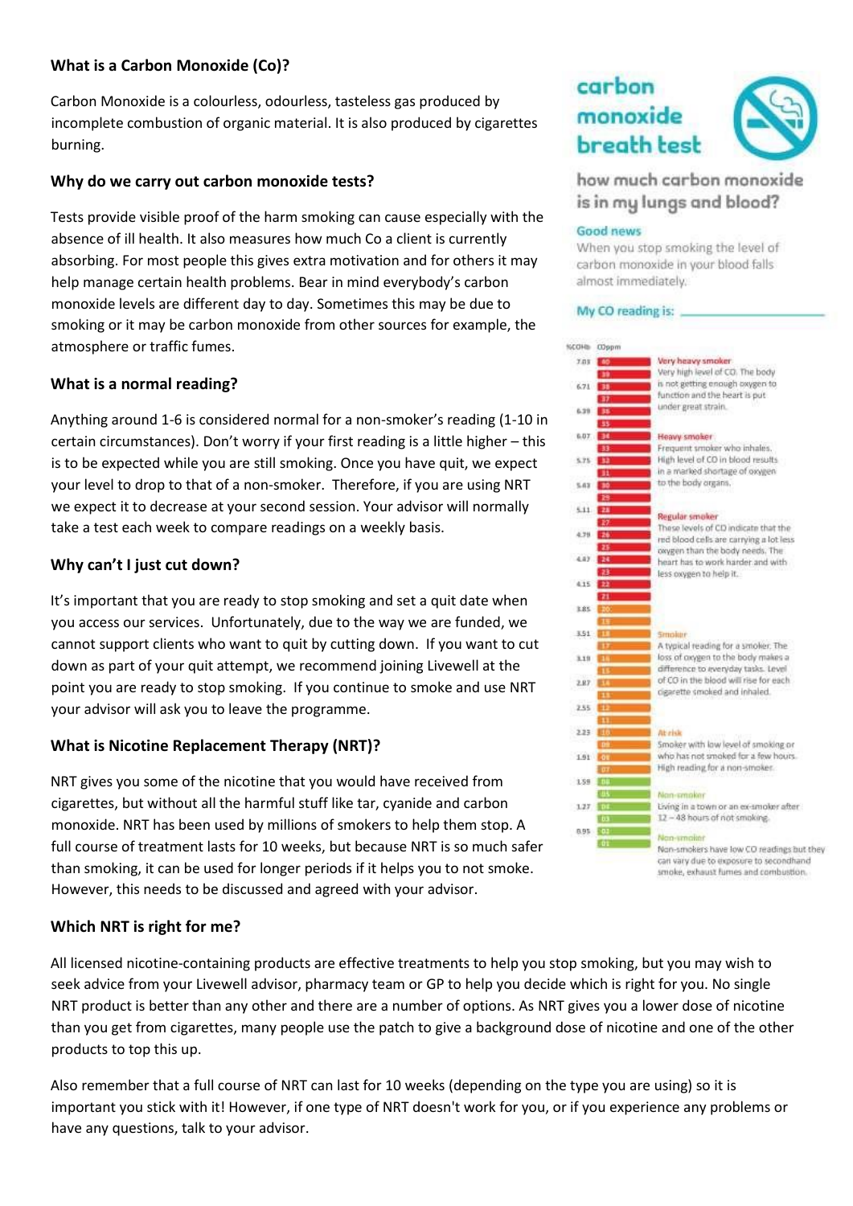## What is a Carbon Monoxide (Co)?

Carbon Monoxide is a colourless, odourless, tasteless gas produced by incomplete combustion of organic material. It is also produced by cigarettes burning.

## Why do we carry out carbon monoxide tests?

Tests provide visible proof of the harm smoking can cause especially with the absence of ill health. It also measures how much Co a client is currently absorbing. For most people this gives extra motivation and for others it may help manage certain health problems. Bear in mind everybody's carbon monoxide levels are different day to day. Sometimes this may be due to smoking or it may be carbon monoxide from other sources for example, the atmosphere or traffic fumes.

## What is a normal reading?

Anything around 1-6 is considered normal for a non-smoker's reading (1-10 in certain circumstances). Don't worry if your first reading is a little higher – this is to be expected while you are still smoking. Once you have quit, we expect your level to drop to that of a non-smoker. Therefore, if you are using NRT we expect it to decrease at your second session. Your advisor will normally take a test each week to compare readings on a weekly basis.

## Why can't I just cut down?

It's important that you are ready to stop smoking and set a quit date when you access our services. Unfortunately, due to the way we are funded, we cannot support clients who want to quit by cutting down. If you want to cut down as part of your quit attempt, we recommend joining Livewell at the point you are ready to stop smoking. If you continue to smoke and use NRT your advisor will ask you to leave the programme.

## What is Nicotine Replacement Therapy (NRT)?

NRT gives you some of the nicotine that you would have received from cigarettes, but without all the harmful stuff like tar, cyanide and carbon monoxide. NRT has been used by millions of smokers to help them stop. A full course of treatment lasts for 10 weeks, but because NRT is so much safer than smoking, it can be used for longer periods if it helps you to not smoke. However, this needs to be discussed and agreed with your advisor.

### carbon monoxide breath test

**how much carbon monoxide is in my lungs and blood?**

**Good news**

When you stop smoking the level of carbon monoxide in your blood falls almost immediately.

**My CO reading is:** ______________

%COHb COppm

7.03 40, 39
6.71 38, 37
6.39 36, 35
6.07 34, 33
5.75 32, 31
5.43 30, 29
5.11 28, 27
4.79 26, 25
4.47 24, 23
4.15 22, 21
3.85 20, 19
3.51 18, 17
3.19 16, 15
2.87 14, 13
2.55 12, 11
2.23 10, 09
1.91 08, 07
1.59 06, 05
1.27 04, 03
0.95 02, 01

**Very heavy smoker**
Very high level of CO. The body is not getting enough oxygen to function and the heart is put under great strain.

**Heavy smoker**
Frequent smoker who inhales. High level of CO in blood results in a marked shortage of oxygen to the body organs.

**Regular smoker**
These levels of CO indicate that the red blood cells are carrying a lot less oxygen than the body needs. The heart has to work harder and with less oxygen to help it.

**Smoker**
A typical reading for a smoker. The loss of oxygen to the body makes a difference to everyday tasks. Level of CO in the blood will rise for each cigarette smoked and inhaled.

**At risk**
Smoker with low level of smoking or who has not smoked for a few hours. High reading for a non-smoker.

**Non-smoker**
Living in a town or an ex-smoker after 12 – 48 hours of not smoking.

**Non-smoker**
Non-smokers have low CO readings but they can vary due to exposure to secondhand smoke, exhaust fumes and combustion.

## Which NRT is right for me?

All licensed nicotine-containing products are effective treatments to help you stop smoking, but you may wish to seek advice from your Livewell advisor, pharmacy team or GP to help you decide which is right for you. No single NRT product is better than any other and there are a number of options. As NRT gives you a lower dose of nicotine than you get from cigarettes, many people use the patch to give a background dose of nicotine and one of the other products to top this up.

Also remember that a full course of NRT can last for 10 weeks (depending on the type you are using) so it is important you stick with it! However, if one type of NRT doesn't work for you, or if you experience any problems or have any questions, talk to your advisor.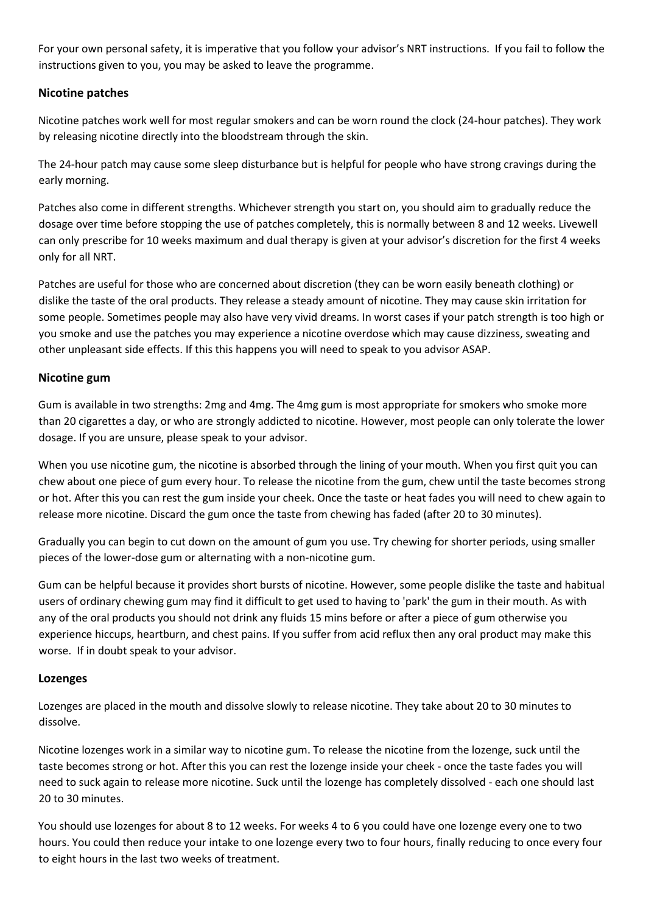For your own personal safety, it is imperative that you follow your advisor's NRT instructions. If you fail to follow the instructions given to you, you may be asked to leave the programme.

### Nicotine patches

Nicotine patches work well for most regular smokers and can be worn round the clock (24-hour patches). They work by releasing nicotine directly into the bloodstream through the skin.

The 24-hour patch may cause some sleep disturbance but is helpful for people who have strong cravings during the early morning.

Patches also come in different strengths. Whichever strength you start on, you should aim to gradually reduce the dosage over time before stopping the use of patches completely, this is normally between 8 and 12 weeks. Livewell can only prescribe for 10 weeks maximum and dual therapy is given at your advisor's discretion for the first 4 weeks only for all NRT.

Patches are useful for those who are concerned about discretion (they can be worn easily beneath clothing) or dislike the taste of the oral products. They release a steady amount of nicotine. They may cause skin irritation for some people. Sometimes people may also have very vivid dreams. In worst cases if your patch strength is too high or you smoke and use the patches you may experience a nicotine overdose which may cause dizziness, sweating and other unpleasant side effects. If this this happens you will need to speak to you advisor ASAP.

### Nicotine gum

Gum is available in two strengths: 2mg and 4mg. The 4mg gum is most appropriate for smokers who smoke more than 20 cigarettes a day, or who are strongly addicted to nicotine. However, most people can only tolerate the lower dosage. If you are unsure, please speak to your advisor.

When you use nicotine gum, the nicotine is absorbed through the lining of your mouth. When you first quit you can chew about one piece of gum every hour. To release the nicotine from the gum, chew until the taste becomes strong or hot. After this you can rest the gum inside your cheek. Once the taste or heat fades you will need to chew again to release more nicotine. Discard the gum once the taste from chewing has faded (after 20 to 30 minutes).

Gradually you can begin to cut down on the amount of gum you use. Try chewing for shorter periods, using smaller pieces of the lower-dose gum or alternating with a non-nicotine gum.

Gum can be helpful because it provides short bursts of nicotine. However, some people dislike the taste and habitual users of ordinary chewing gum may find it difficult to get used to having to 'park' the gum in their mouth. As with any of the oral products you should not drink any fluids 15 mins before or after a piece of gum otherwise you experience hiccups, heartburn, and chest pains. If you suffer from acid reflux then any oral product may make this worse. If in doubt speak to your advisor.

### Lozenges

Lozenges are placed in the mouth and dissolve slowly to release nicotine. They take about 20 to 30 minutes to dissolve.

Nicotine lozenges work in a similar way to nicotine gum. To release the nicotine from the lozenge, suck until the taste becomes strong or hot. After this you can rest the lozenge inside your cheek - once the taste fades you will need to suck again to release more nicotine. Suck until the lozenge has completely dissolved - each one should last 20 to 30 minutes.

You should use lozenges for about 8 to 12 weeks. For weeks 4 to 6 you could have one lozenge every one to two hours. You could then reduce your intake to one lozenge every two to four hours, finally reducing to once every four to eight hours in the last two weeks of treatment.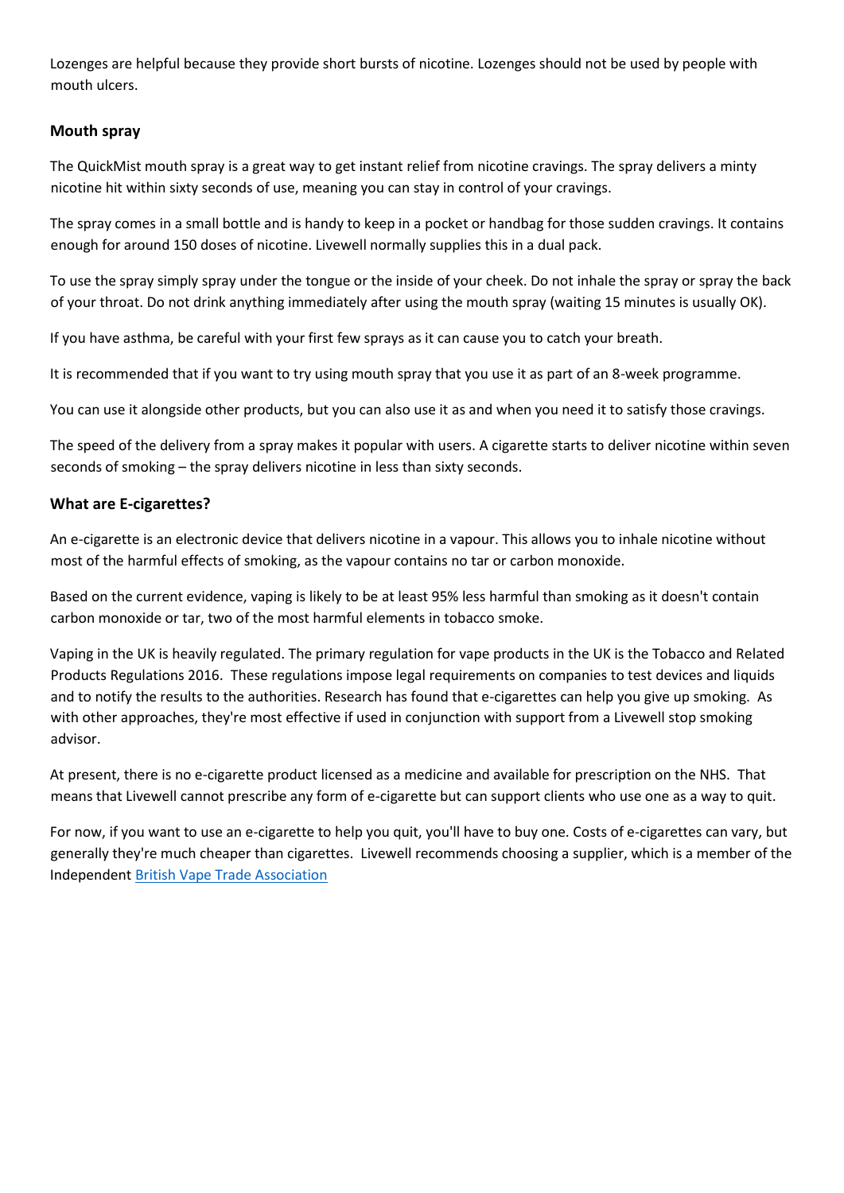Lozenges are helpful because they provide short bursts of nicotine. Lozenges should not be used by people with mouth ulcers.

### Mouth spray

The QuickMist mouth spray is a great way to get instant relief from nicotine cravings. The spray delivers a minty nicotine hit within sixty seconds of use, meaning you can stay in control of your cravings.

The spray comes in a small bottle and is handy to keep in a pocket or handbag for those sudden cravings. It contains enough for around 150 doses of nicotine. Livewell normally supplies this in a dual pack.

To use the spray simply spray under the tongue or the inside of your cheek. Do not inhale the spray or spray the back of your throat. Do not drink anything immediately after using the mouth spray (waiting 15 minutes is usually OK).

If you have asthma, be careful with your first few sprays as it can cause you to catch your breath.

It is recommended that if you want to try using mouth spray that you use it as part of an 8-week programme.

You can use it alongside other products, but you can also use it as and when you need it to satisfy those cravings.

The speed of the delivery from a spray makes it popular with users. A cigarette starts to deliver nicotine within seven seconds of smoking – the spray delivers nicotine in less than sixty seconds.

### What are E-cigarettes?

An e-cigarette is an electronic device that delivers nicotine in a vapour. This allows you to inhale nicotine without most of the harmful effects of smoking, as the vapour contains no tar or carbon monoxide.

Based on the current evidence, vaping is likely to be at least 95% less harmful than smoking as it doesn't contain carbon monoxide or tar, two of the most harmful elements in tobacco smoke.

Vaping in the UK is heavily regulated. The primary regulation for vape products in the UK is the Tobacco and Related Products Regulations 2016. These regulations impose legal requirements on companies to test devices and liquids and to notify the results to the authorities. Research has found that e-cigarettes can help you give up smoking. As with other approaches, they're most effective if used in conjunction with support from a Livewell stop smoking advisor.

At present, there is no e-cigarette product licensed as a medicine and available for prescription on the NHS. That means that Livewell cannot prescribe any form of e-cigarette but can support clients who use one as a way to quit.

For now, if you want to use an e-cigarette to help you quit, you'll have to buy one. Costs of e-cigarettes can vary, but generally they're much cheaper than cigarettes. Livewell recommends choosing a supplier, which is a member of the Independent British Vape Trade Association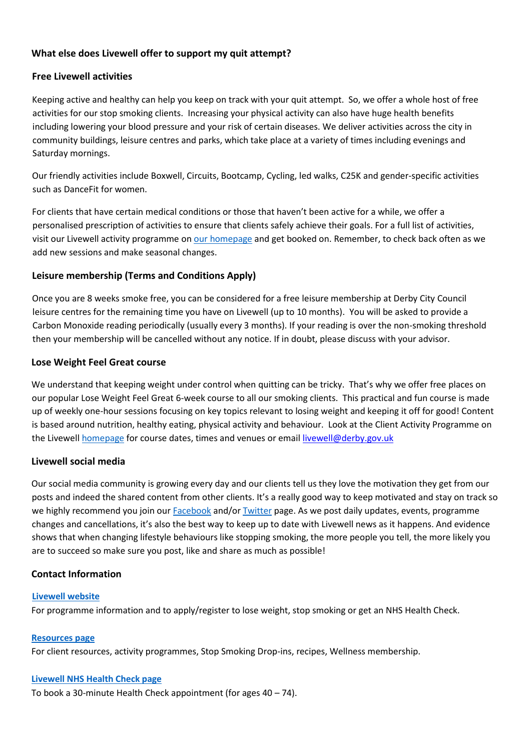### What else does Livewell offer to support my quit attempt?

#### Free Livewell activities

Keeping active and healthy can help you keep on track with your quit attempt. So, we offer a whole host of free activities for our stop smoking clients. Increasing your physical activity can also have huge health benefits including lowering your blood pressure and your risk of certain diseases. We deliver activities across the city in community buildings, leisure centres and parks, which take place at a variety of times including evenings and Saturday mornings.

Our friendly activities include Boxwell, Circuits, Bootcamp, Cycling, led walks, C25K and gender-specific activities such as DanceFit for women.

For clients that have certain medical conditions or those that haven't been active for a while, we offer a personalised prescription of activities to ensure that clients safely achieve their goals. For a full list of activities, visit our Livewell activity programme on our homepage and get booked on. Remember, to check back often as we add new sessions and make seasonal changes.

#### Leisure membership (Terms and Conditions Apply)

Once you are 8 weeks smoke free, you can be considered for a free leisure membership at Derby City Council leisure centres for the remaining time you have on Livewell (up to 10 months). You will be asked to provide a Carbon Monoxide reading periodically (usually every 3 months). If your reading is over the non-smoking threshold then your membership will be cancelled without any notice. If in doubt, please discuss with your advisor.

#### Lose Weight Feel Great course

We understand that keeping weight under control when quitting can be tricky. That's why we offer free places on our popular Lose Weight Feel Great 6-week course to all our smoking clients. This practical and fun course is made up of weekly one-hour sessions focusing on key topics relevant to losing weight and keeping it off for good! Content is based around nutrition, healthy eating, physical activity and behaviour. Look at the Client Activity Programme on the Livewell homepage for course dates, times and venues or email livewell@derby.gov.uk

#### Livewell social media

Our social media community is growing every day and our clients tell us they love the motivation they get from our posts and indeed the shared content from other clients. It's a really good way to keep motivated and stay on track so we highly recommend you join our Facebook and/or Twitter page. As we post daily updates, events, programme changes and cancellations, it's also the best way to keep up to date with Livewell news as it happens. And evidence shows that when changing lifestyle behaviours like stopping smoking, the more people you tell, the more likely you are to succeed so make sure you post, like and share as much as possible!

#### Contact Information

**Livewell website**
For programme information and to apply/register to lose weight, stop smoking or get an NHS Health Check.

**Resources page**
For client resources, activity programmes, Stop Smoking Drop-ins, recipes, Wellness membership.

**Livewell NHS Health Check page**
To book a 30-minute Health Check appointment (for ages 40 – 74).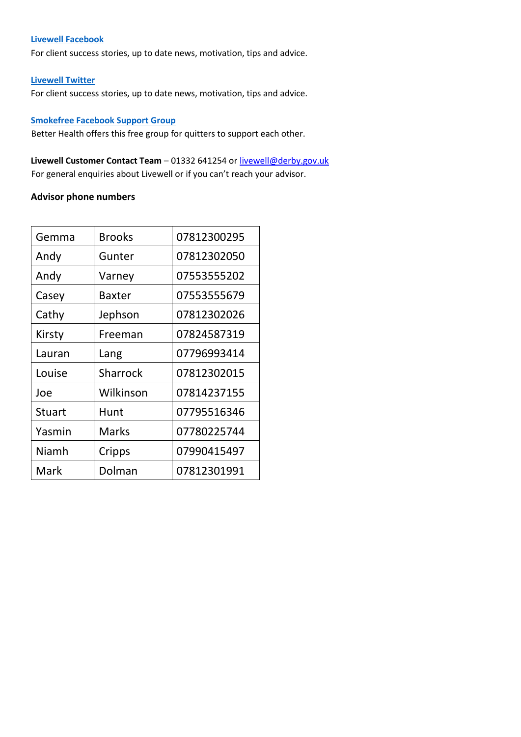[Livewell Facebook]
For client success stories, up to date news, motivation, tips and advice.

[Livewell Twitter]
For client success stories, up to date news, motivation, tips and advice.

[Smokefree Facebook Support Group]
Better Health offers this free group for quitters to support each other.

**Livewell Customer Contact Team** – 01332 641254 or livewell@derby.gov.uk
For general enquiries about Livewell or if you can't reach your advisor.

**Advisor phone numbers**

| | | |
|---|---|---|
| Gemma | Brooks | 07812300295 |
| Andy | Gunter | 07812302050 |
| Andy | Varney | 07553555202 |
| Casey | Baxter | 07553555679 |
| Cathy | Jephson | 07812302026 |
| Kirsty | Freeman | 07824587319 |
| Lauran | Lang | 07796993414 |
| Louise | Sharrock | 07812302015 |
| Joe | Wilkinson | 07814237155 |
| Stuart | Hunt | 07795516346 |
| Yasmin | Marks | 07780225744 |
| Niamh | Cripps | 07990415497 |
| Mark | Dolman | 07812301991 |